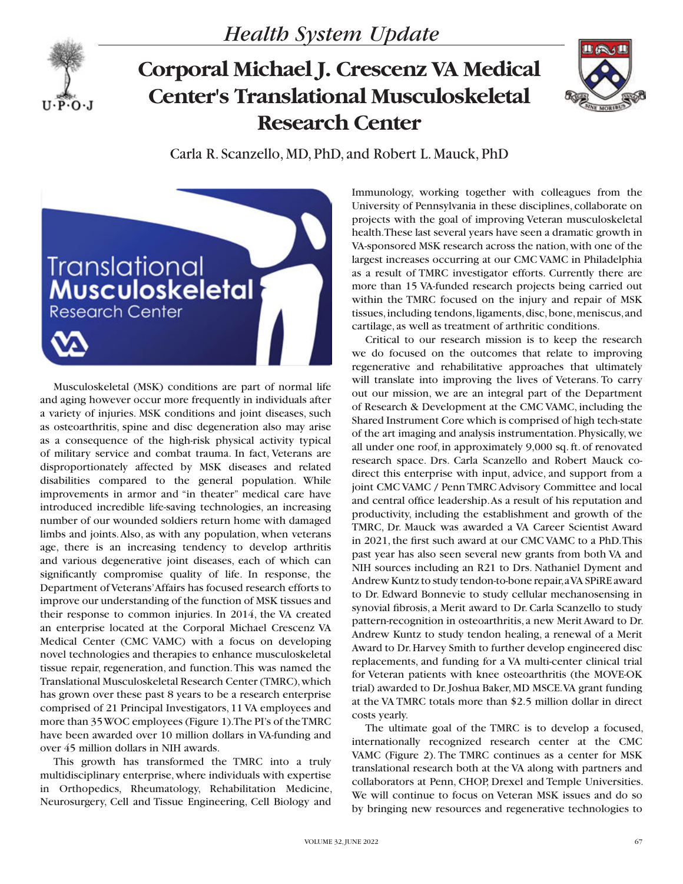*Health System Update*

# Corporal Michael J. Crescenz VA Medical Center's Translational Musculoskeletal Research Center

Carla R. Scanzello, MD, PhD, and Robert L. Mauck, PhD

Musculoskeletal (MSK) conditions are part of normal life and aging however occur more frequently in individuals after a variety of injuries. MSK conditions and joint diseases, such as osteoarthritis, spine and disc degeneration also may arise as a consequence of the high-risk physical activity typical of military service and combat trauma. In fact, Veterans are disproportionately affected by MSK diseases and related disabilities compared to the general population. While improvements in armor and "in theater" medical care have introduced incredible life-saving technologies, an increasing number of our wounded soldiers return home with damaged limbs and joints. Also, as with any population, when veterans age, there is an increasing tendency to develop arthritis and various degenerative joint diseases, each of which can significantly compromise quality of life. In response, the Department of Veterans' Affairs has focused research efforts to improve our understanding of the function of MSK tissues and their response to common injuries. In 2014, the VA created an enterprise located at the Corporal Michael Crescenz VA Medical Center (CMC VAMC) with a focus on developing novel technologies and therapies to enhance musculoskeletal tissue repair, regeneration, and function. This was named the Translational Musculoskeletal Research Center (TMRC), which has grown over these past 8 years to be a research enterprise comprised of 21 Principal Investigators, 11 VA employees and more than 35 WOC employees (Figure 1). The PI's of the TMRC have been awarded over 10 million dollars in VA-funding and over 45 million dollars in NIH awards.

This growth has transformed the TMRC into a truly multidisciplinary enterprise, where individuals with expertise in Orthopedics, Rheumatology, Rehabilitation Medicine, Neurosurgery, Cell and Tissue Engineering, Cell Biology and Immunology, working together with colleagues from the University of Pennsylvania in these disciplines, collaborate on projects with the goal of improving Veteran musculoskeletal health. These last several years have seen a dramatic growth in VA-sponsored MSK research across the nation, with one of the largest increases occurring at our CMC VAMC in Philadelphia as a result of TMRC investigator efforts. Currently there are more than 15 VA-funded research projects being carried out within the TMRC focused on the injury and repair of MSK tissues, including tendons, ligaments, disc, bone, meniscus, and cartilage, as well as treatment of arthritic conditions.

Critical to our research mission is to keep the research we do focused on the outcomes that relate to improving regenerative and rehabilitative approaches that ultimately will translate into improving the lives of Veterans. To carry out our mission, we are an integral part of the Department of Research & Development at the CMC VAMC, including the Shared Instrument Core which is comprised of high tech-state of the art imaging and analysis instrumentation. Physically, we all under one roof, in approximately 9,000 sq. ft. of renovated research space. Drs. Carla Scanzello and Robert Mauck co-direct this enterprise with input, advice, and support from a joint CMC VAMC / Penn TMRC Advisory Committee and local and central office leadership. As a result of his reputation and productivity, including the establishment and growth of the TMRC, Dr. Mauck was awarded a VA Career Scientist Award in 2021, the first such award at our CMC VAMC to a PhD. This past year has also seen several new grants from both VA and NIH sources including an R21 to Drs. Nathaniel Dyment and Andrew Kuntz to study tendon-to-bone repair, a VA SPiRE award to Dr. Edward Bonnevie to study cellular mechanosensing in synovial fibrosis, a Merit award to Dr. Carla Scanzello to study pattern-recognition in osteoarthritis, a new Merit Award to Dr. Andrew Kuntz to study tendon healing, a renewal of a Merit Award to Dr. Harvey Smith to further develop engineered disc replacements, and funding for a VA multi-center clinical trial for Veteran patients with knee osteoarthritis (the MOVE-OK trial) awarded to Dr. Joshua Baker, MD MSCE. VA grant funding at the VA TMRC totals more than $2.5 million dollar in direct costs yearly.

The ultimate goal of the TMRC is to develop a focused, internationally recognized research center at the CMC VAMC (Figure 2). The TMRC continues as a center for MSK translational research both at the VA along with partners and collaborators at Penn, CHOP, Drexel and Temple Universities. We will continue to focus on Veteran MSK issues and do so by bringing new resources and regenerative technologies to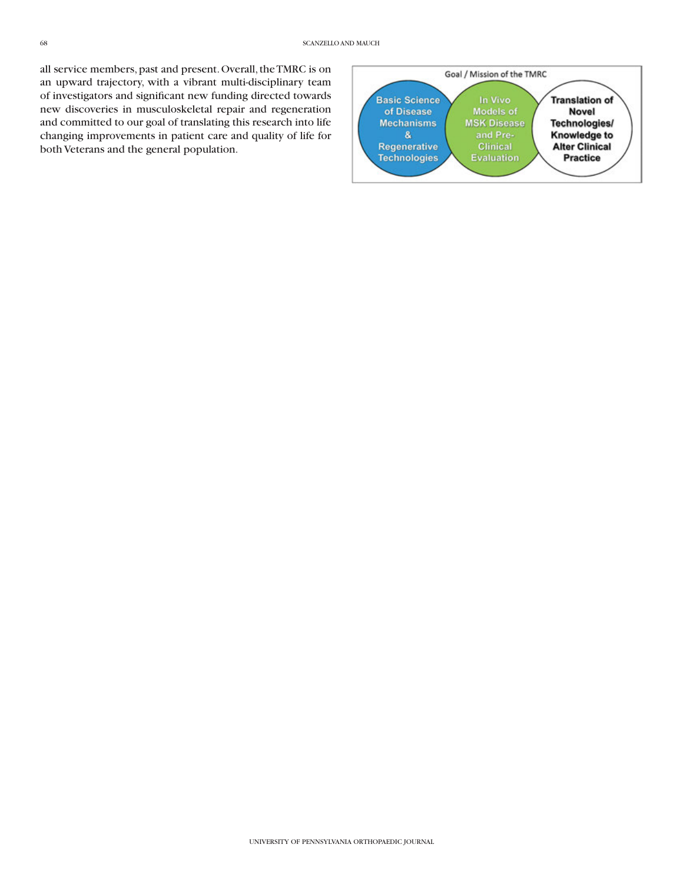all service members, past and present. Overall, the TMRC is on an upward trajectory, with a vibrant multi-disciplinary team of investigators and significant new funding directed towards new discoveries in musculoskeletal repair and regeneration and committed to our goal of translating this research into life changing improvements in patient care and quality of life for both Veterans and the general population.

Goal / Mission of the TMRC

Basic Science of Disease Mechanisms & Regenerative Technologies

In Vivo Models of MSK Disease and Pre-Clinical Evaluation

Translation of Novel Technologies/ Knowledge to Alter Clinical Practice